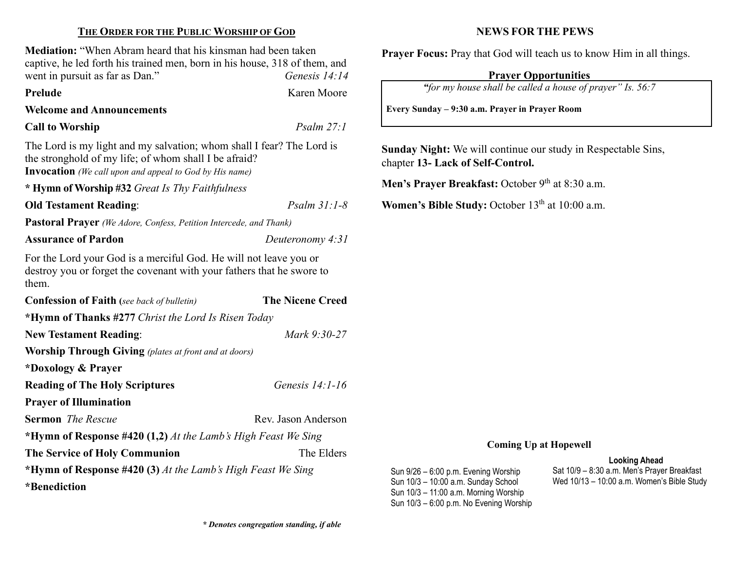## THE ORDER FOR THE PUBLIC WORSHIP OF GOD

**Mediation:** "When Abram heard that his kinsman had been taken captive, he led forth his trained men, born in his house, 318 of them, and went in pursuit as far as Dan." *Genesis 14:14*

**Prelude** Karen Moore

**Welcome and Announcements**

**Call to Worship** *Psalm 27:1*

The Lord is my light and my salvation; whom shall I fear? The Lord is the stronghold of my life; of whom shall I be afraid?

**Invocation** *(We call upon and appeal to God by His name)*

**\* Hymn of Worship #32** *Great Is Thy Faithfulness*

**Old Testament Reading**: *Psalm 31:1-8*

**Pastoral Prayer** *(We Adore, Confess, Petition Intercede, and Thank)*

**Assurance of Pardon** *Deuteronomy 4:31*

For the Lord your God is a merciful God. He will not leave you or destroy you or forget the covenant with your fathers that he swore to them.

**Confession of Faith (***see back of bulletin)* **The Nicene Creed**

**\*Hymn of Thanks #277** *Christ the Lord Is Risen Today*

**New Testament Reading**: *Mark 9:30-27*

**Worship Through Giving** *(plates at front and at doors)*

**\*Doxology & Prayer**

**Reading of The Holy Scriptures** *Genesis 14:1-16*

**Prayer of Illumination**

**Sermon** *The Rescue* Rev. Jason Anderson

**\*Hymn of Response #420 (1,2)** *At the Lamb's High Feast We Sing*

**The Service of Holy Communion** The Elders

**\*Hymn of Response #420 (3)** *At the Lamb's High Feast We Sing*

**\*Benediction**

***\* Denotes congregation standing, if able***

## NEWS FOR THE PEWS

**Prayer Focus:** Pray that God will teach us to know Him in all things.

**Prayer Opportunities**

*"for my house shall be called a house of prayer" Is. 56:7*

**Every Sunday – 9:30 a.m. Prayer in Prayer Room**

**Sunday Night:** We will continue our study in Respectable Sins, chapter **13- Lack of Self-Control.**

**Men's Prayer Breakfast:** October 9th at 8:30 a.m.

**Women's Bible Study:** October 13th at 10:00 a.m.

### Coming Up at Hopewell

Sun 9/26 – 6:00 p.m. Evening Worship
Sun 10/3 – 10:00 a.m. Sunday School
Sun 10/3 – 11:00 a.m. Morning Worship
Sun 10/3 – 6:00 p.m. No Evening Worship

**Looking Ahead**

Sat 10/9 – 8:30 a.m. Men's Prayer Breakfast
Wed 10/13 – 10:00 a.m. Women's Bible Study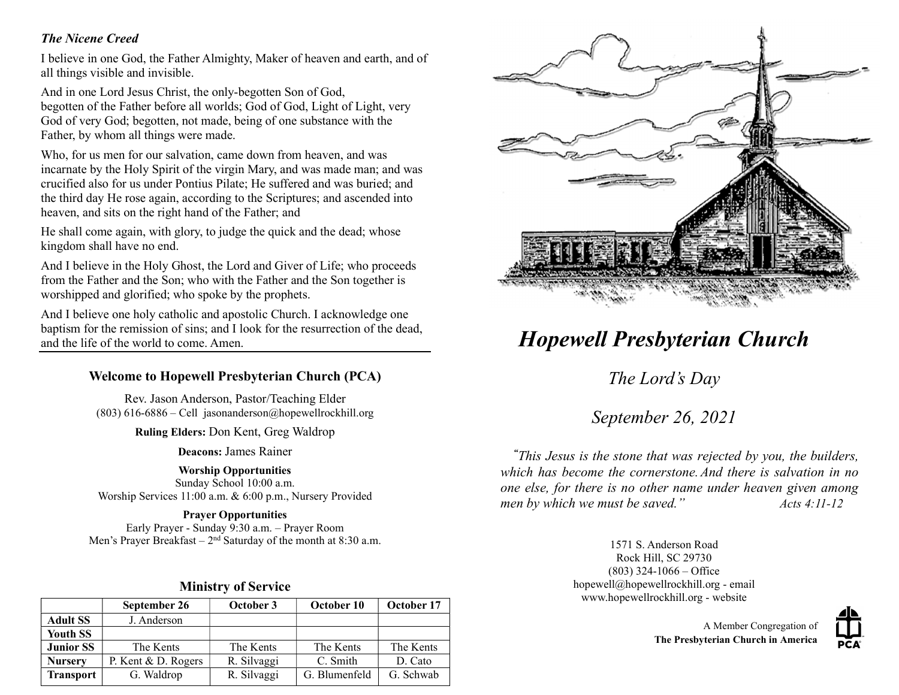***The Nicene Creed***

I believe in one God, the Father Almighty, Maker of heaven and earth, and of all things visible and invisible.

And in one Lord Jesus Christ, the only-begotten Son of God, begotten of the Father before all worlds; God of God, Light of Light, very God of very God; begotten, not made, being of one substance with the Father, by whom all things were made.

Who, for us men for our salvation, came down from heaven, and was incarnate by the Holy Spirit of the virgin Mary, and was made man; and was crucified also for us under Pontius Pilate; He suffered and was buried; and the third day He rose again, according to the Scriptures; and ascended into heaven, and sits on the right hand of the Father; and

He shall come again, with glory, to judge the quick and the dead; whose kingdom shall have no end.

And I believe in the Holy Ghost, the Lord and Giver of Life; who proceeds from the Father and the Son; who with the Father and the Son together is worshipped and glorified; who spoke by the prophets.

And I believe one holy catholic and apostolic Church. I acknowledge one baptism for the remission of sins; and I look for the resurrection of the dead, and the life of the world to come. Amen.

### Welcome to Hopewell Presbyterian Church (PCA)

Rev. Jason Anderson, Pastor/Teaching Elder
(803) 616-6886 – Cell jasonanderson@hopewellrockhill.org

**Ruling Elders:** Don Kent, Greg Waldrop

**Deacons:** James Rainer

**Worship Opportunities**
Sunday School 10:00 a.m.
Worship Services 11:00 a.m. & 6:00 p.m., Nursery Provided

**Prayer Opportunities**
Early Prayer - Sunday 9:30 a.m. – Prayer Room
Men's Prayer Breakfast – 2nd Saturday of the month at 8:30 a.m.

### Ministry of Service

| | September 26 | October 3 | October 10 | October 17 |
|---|---|---|---|---|
| **Adult SS** | J. Anderson | | | |
| **Youth SS** | | | | |
| **Junior SS** | The Kents | The Kents | The Kents | The Kents |
| **Nursery** | P. Kent & D. Rogers | R. Silvaggi | C. Smith | D. Cato |
| **Transport** | G. Waldrop | R. Silvaggi | G. Blumenfeld | G. Schwab |

# *Hopewell Presbyterian Church*

*The Lord's Day*

*September 26, 2021*

*"This Jesus is the stone that was rejected by you, the builders, which has become the cornerstone. And there is salvation in no one else, for there is no other name under heaven given among men by which we must be saved."* *Acts 4:11-12*

1571 S. Anderson Road
Rock Hill, SC 29730
(803) 324-1066 – Office
hopewell@hopewellrockhill.org - email
www.hopewellrockhill.org - website

A Member Congregation of
**The Presbyterian Church in America**